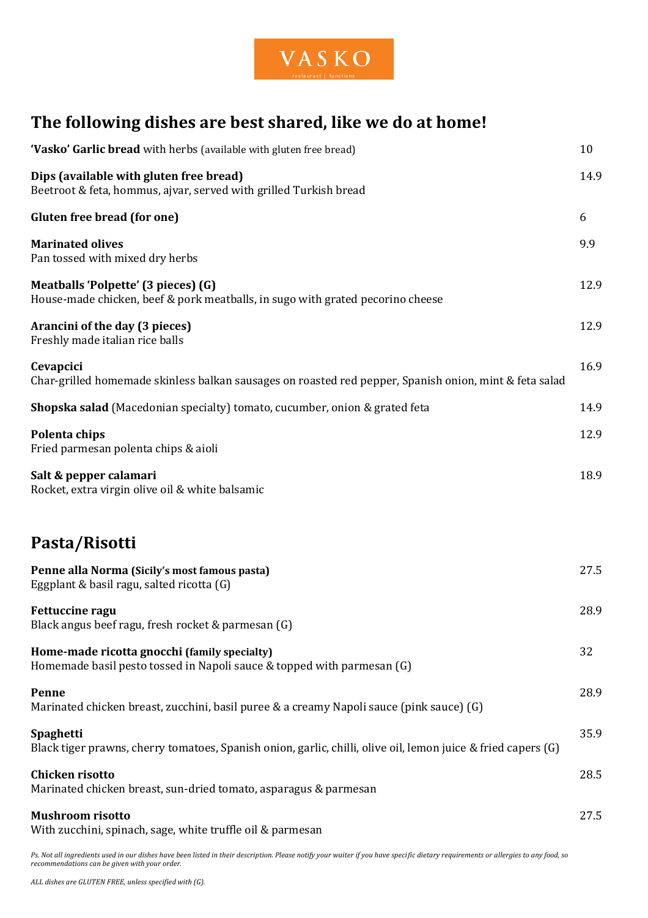# VASKO

restaurant | functions

## The following dishes are best shared, like we do at home!

**'Vasko' Garlic bread** with herbs (available with gluten free bread) — 10

**Dips (available with gluten free bread)** — 14.9
Beetroot & feta, hommus, ajvar, served with grilled Turkish bread

**Gluten free bread (for one)** — 6

**Marinated olives** — 9.9
Pan tossed with mixed dry herbs

**Meatballs 'Polpette' (3 pieces) (G)** — 12.9
House-made chicken, beef & pork meatballs, in sugo with grated pecorino cheese

**Arancini of the day (3 pieces)** — 12.9
Freshly made italian rice balls

**Cevapcici** — 16.9
Char-grilled homemade skinless balkan sausages on roasted red pepper, Spanish onion, mint & feta salad

**Shopska salad** (Macedonian specialty) tomato, cucumber, onion & grated feta — 14.9

**Polenta chips** — 12.9
Fried parmesan polenta chips & aioli

**Salt & pepper calamari** — 18.9
Rocket, extra virgin olive oil & white balsamic

## Pasta/Risotti

**Penne alla Norma (Sicily's most famous pasta)** — 27.5
Eggplant & basil ragu, salted ricotta (G)

**Fettuccine ragu** — 28.9
Black angus beef ragu, fresh rocket & parmesan (G)

**Home-made ricotta gnocchi (family specialty)** — 32
Homemade basil pesto tossed in Napoli sauce & topped with parmesan (G)

**Penne** — 28.9
Marinated chicken breast, zucchini, basil puree & a creamy Napoli sauce (pink sauce) (G)

**Spaghetti** — 35.9
Black tiger prawns, cherry tomatoes, Spanish onion, garlic, chilli, olive oil, lemon juice & fried capers (G)

**Chicken risotto** — 28.5
Marinated chicken breast, sun-dried tomato, asparagus & parmesan

**Mushroom risotto** — 27.5
With zucchini, spinach, sage, white truffle oil & parmesan

*Ps. Not all ingredients used in our dishes have been listed in their description. Please notify your waiter if you have specific dietary requirements or allergies to any food, so recommendations can be given with your order.*

*ALL dishes are GLUTEN FREE, unless specified with (G).*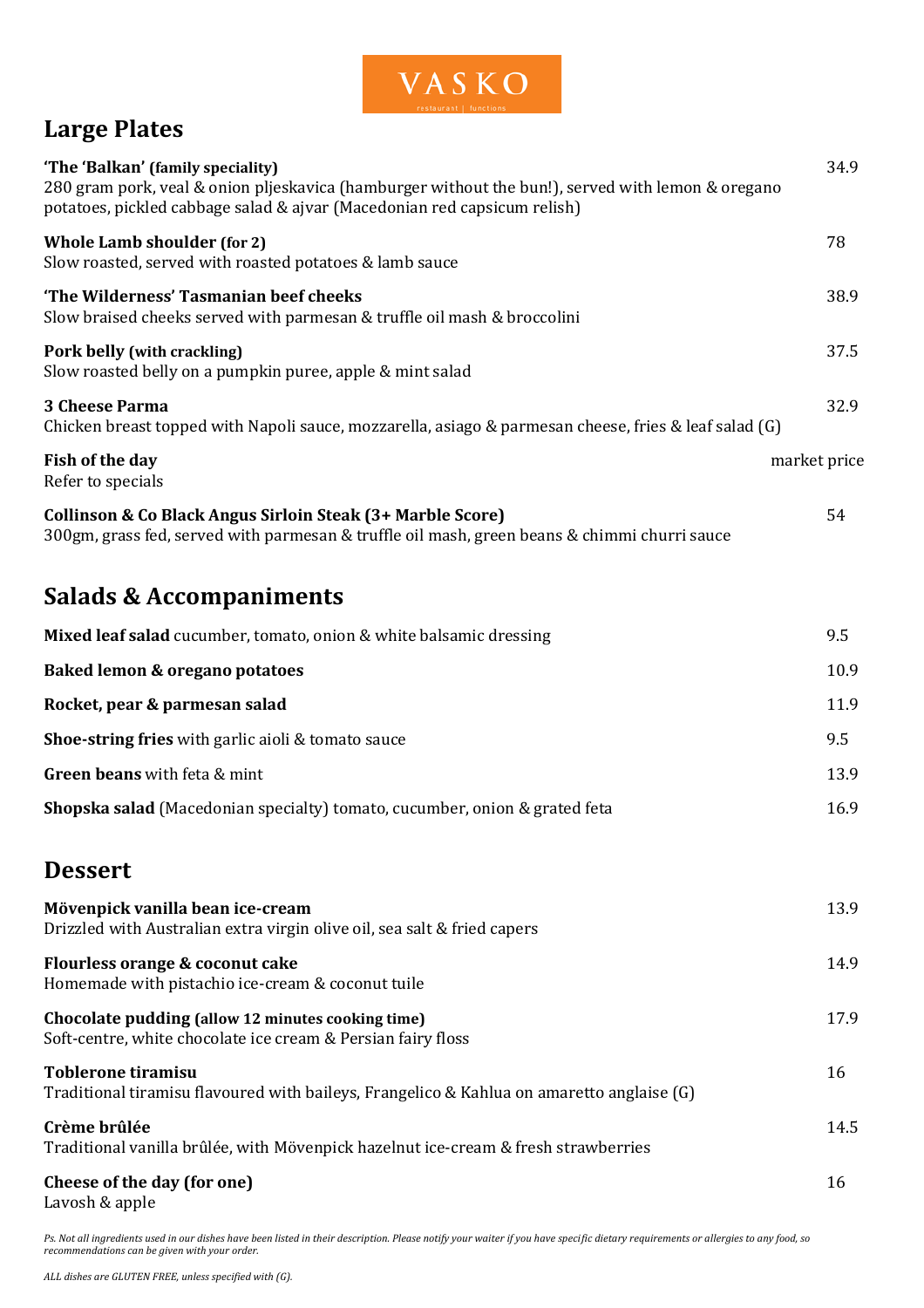VASKO

restaurant | functions

## Large Plates

**'The 'Balkan' (family speciality)** — 34.9
280 gram pork, veal & onion pljeskavica (hamburger without the bun!), served with lemon & oregano potatoes, pickled cabbage salad & ajvar (Macedonian red capsicum relish)

**Whole Lamb shoulder (for 2)** — 78
Slow roasted, served with roasted potatoes & lamb sauce

**'The Wilderness' Tasmanian beef cheeks** — 38.9
Slow braised cheeks served with parmesan & truffle oil mash & broccolini

**Pork belly (with crackling)** — 37.5
Slow roasted belly on a pumpkin puree, apple & mint salad

**3 Cheese Parma** — 32.9
Chicken breast topped with Napoli sauce, mozzarella, asiago & parmesan cheese, fries & leaf salad (G)

**Fish of the day** — market price
Refer to specials

**Collinson & Co Black Angus Sirloin Steak (3+ Marble Score)** — 54
300gm, grass fed, served with parmesan & truffle oil mash, green beans & chimmi churri sauce

## Salads & Accompaniments

**Mixed leaf salad** cucumber, tomato, onion & white balsamic dressing — 9.5

**Baked lemon & oregano potatoes** — 10.9

**Rocket, pear & parmesan salad** — 11.9

**Shoe-string fries** with garlic aioli & tomato sauce — 9.5

**Green beans** with feta & mint — 13.9

**Shopska salad** (Macedonian specialty) tomato, cucumber, onion & grated feta — 16.9

## Dessert

**Mövenpick vanilla bean ice-cream** — 13.9
Drizzled with Australian extra virgin olive oil, sea salt & fried capers

**Flourless orange & coconut cake** — 14.9
Homemade with pistachio ice-cream & coconut tuile

**Chocolate pudding (allow 12 minutes cooking time)** — 17.9
Soft-centre, white chocolate ice cream & Persian fairy floss

**Toblerone tiramisu** — 16
Traditional tiramisu flavoured with baileys, Frangelico & Kahlua on amaretto anglaise (G)

**Crème brûlée** — 14.5
Traditional vanilla brûlée, with Mövenpick hazelnut ice-cream & fresh strawberries

**Cheese of the day (for one)** — 16
Lavosh & apple

*Ps. Not all ingredients used in our dishes have been listed in their description. Please notify your waiter if you have specific dietary requirements or allergies to any food, so recommendations can be given with your order.*

*ALL dishes are GLUTEN FREE, unless specified with (G).*